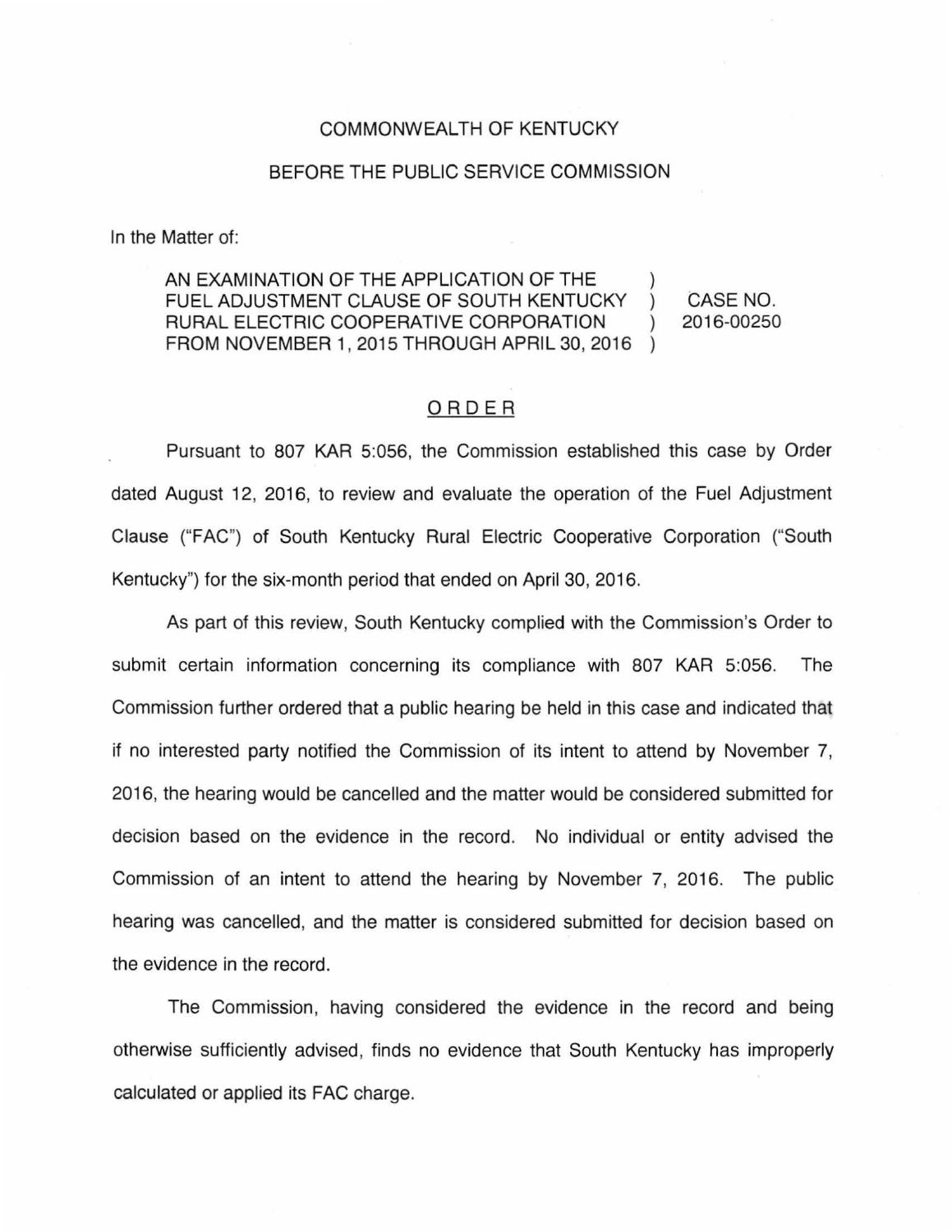COMMONWEALTH OF KENTUCKY

BEFORE THE PUBLIC SERVICE COMMISSION

In the Matter of:

| | | |
|---|---|---|
| AN EXAMINATION OF THE APPLICATION OF THE FUEL ADJUSTMENT CLAUSE OF SOUTH KENTUCKY RURAL ELECTRIC COOPERATIVE CORPORATION FROM NOVEMBER 1, 2015 THROUGH APRIL 30, 2016 | ) | CASE NO. 2016-00250 |

## ORDER

Pursuant to 807 KAR 5:056, the Commission established this case by Order dated August 12, 2016, to review and evaluate the operation of the Fuel Adjustment Clause ("FAC") of South Kentucky Rural Electric Cooperative Corporation ("South Kentucky") for the six-month period that ended on April 30, 2016.

As part of this review, South Kentucky complied with the Commission's Order to submit certain information concerning its compliance with 807 KAR 5:056. The Commission further ordered that a public hearing be held in this case and indicated that if no interested party notified the Commission of its intent to attend by November 7, 2016, the hearing would be cancelled and the matter would be considered submitted for decision based on the evidence in the record. No individual or entity advised the Commission of an intent to attend the hearing by November 7, 2016. The public hearing was cancelled, and the matter is considered submitted for decision based on the evidence in the record.

The Commission, having considered the evidence in the record and being otherwise sufficiently advised, finds no evidence that South Kentucky has improperly calculated or applied its FAC charge.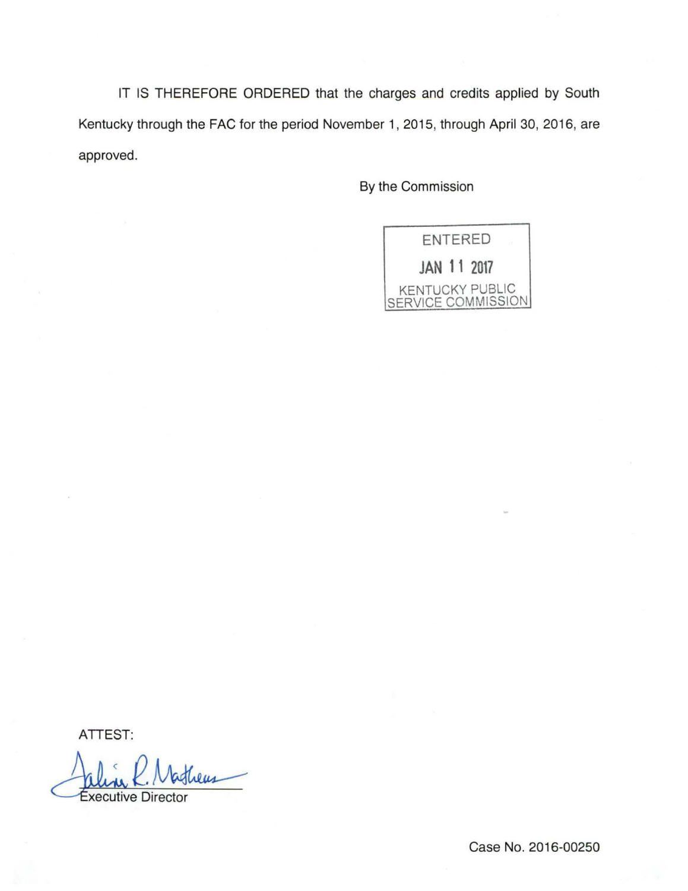IT IS THEREFORE ORDERED that the charges and credits applied by South Kentucky through the FAC for the period November 1, 2015, through April 30, 2016, are approved.

By the Commission

ENTERED

JAN 11 2017

KENTUCKY PUBLIC SERVICE COMMISSION

ATTEST:

Executive Director

Case No. 2016-00250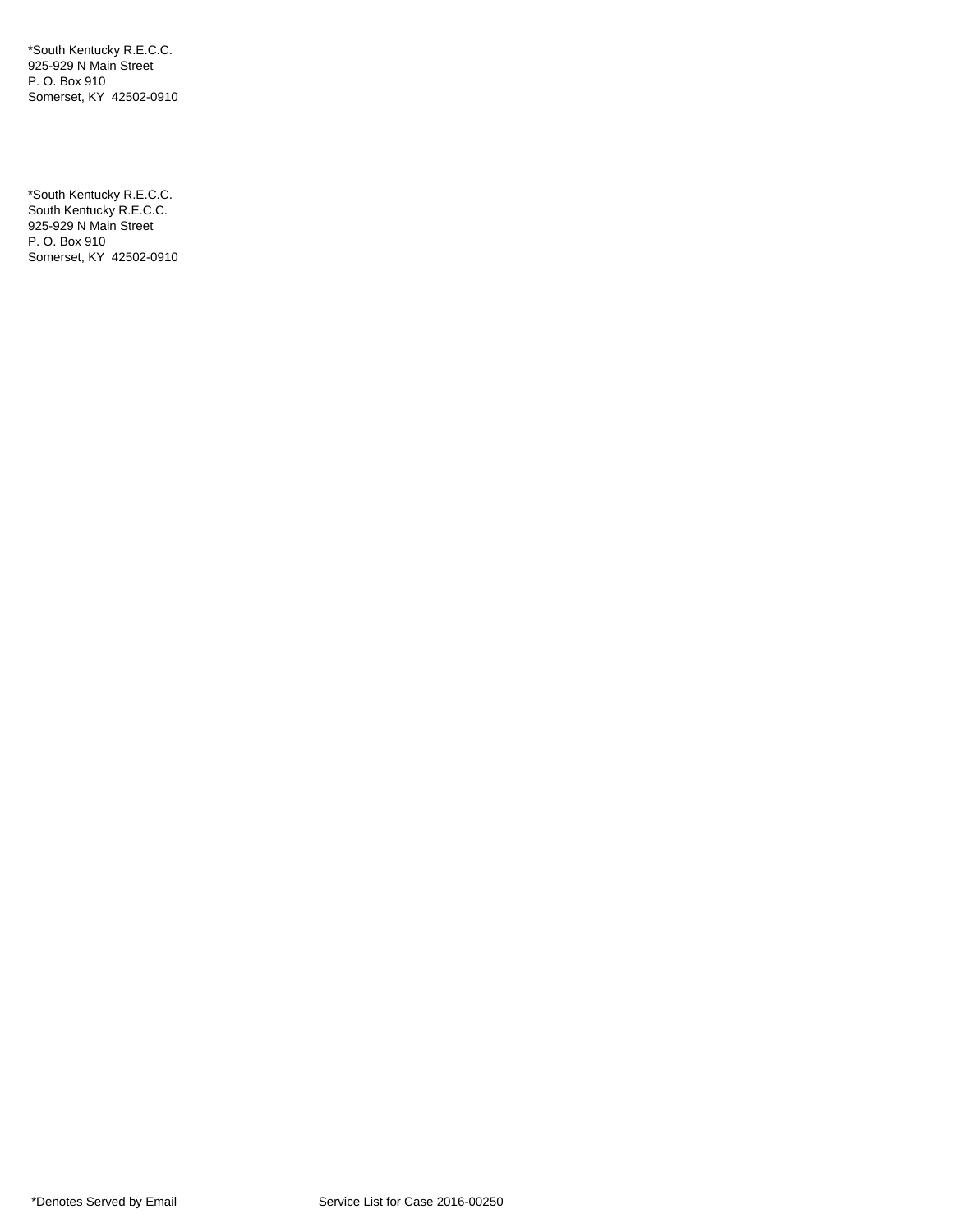*South Kentucky R.E.C.C.
925-929 N Main Street
P. O. Box 910
Somerset, KY  42502-0910

*South Kentucky R.E.C.C.
South Kentucky R.E.C.C.
925-929 N Main Street
P. O. Box 910
Somerset, KY  42502-0910